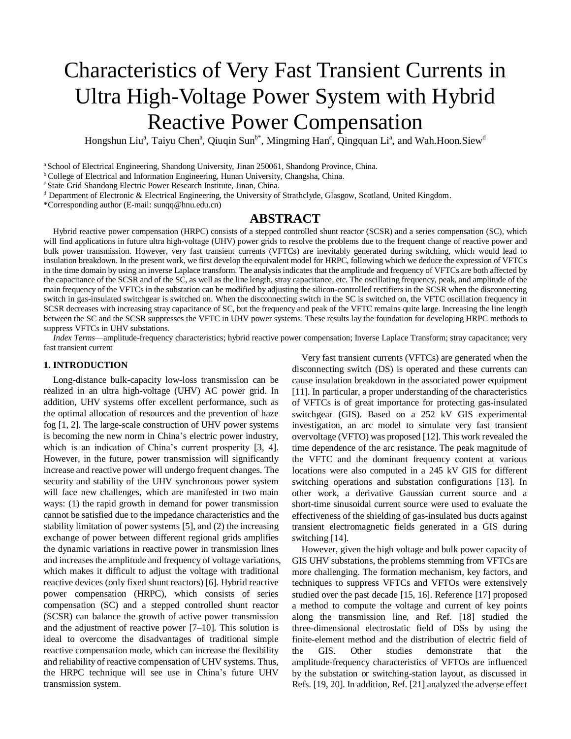# Characteristics of Very Fast Transient Currents in Ultra High-Voltage Power System with Hybrid Reactive Power Compensation

Hongshun Liu[a], Taiyu Chen[a], Qiuqin Sun[b*], Mingming Han[c], Qingquan Li[a], and Wah.Hoon.Siew[d]

[a] School of Electrical Engineering, Shandong University, Jinan 250061, Shandong Province, China.
[b] College of Electrical and Information Engineering, Hunan University, Changsha, China.
[c] State Grid Shandong Electric Power Research Institute, Jinan, China.
[d] Department of Electronic & Electrical Engineering, the University of Strathclyde, Glasgow, Scotland, United Kingdom.
*Corresponding author (E-mail: sunqq@hnu.edu.cn)

## ABSTRACT

Hybrid reactive power compensation (HRPC) consists of a stepped controlled shunt reactor (SCSR) and a series compensation (SC), which will find applications in future ultra high-voltage (UHV) power grids to resolve the problems due to the frequent change of reactive power and bulk power transmission. However, very fast transient currents (VFTCs) are inevitably generated during switching, which would lead to insulation breakdown. In the present work, we first develop the equivalent model for HRPC, following which we deduce the expression of VFTCs in the time domain by using an inverse Laplace transform. The analysis indicates that the amplitude and frequency of VFTCs are both affected by the capacitance of the SCSR and of the SC, as well as the line length, stray capacitance, etc. The oscillating frequency, peak, and amplitude of the main frequency of the VFTCs in the substation can be modified by adjusting the silicon-controlled rectifiers in the SCSR when the disconnecting switch in gas-insulated switchgear is switched on. When the disconnecting switch in the SC is switched on, the VFTC oscillation frequency in SCSR decreases with increasing stray capacitance of SC, but the frequency and peak of the VFTC remains quite large. Increasing the line length between the SC and the SCSR suppresses the VFTC in UHV power systems. These results lay the foundation for developing HRPC methods to suppress VFTCs in UHV substations.

*Index Terms*—amplitude-frequency characteristics; hybrid reactive power compensation; Inverse Laplace Transform; stray capacitance; very fast transient current

## 1. INTRODUCTION

Long-distance bulk-capacity low-loss transmission can be realized in an ultra high-voltage (UHV) AC power grid. In addition, UHV systems offer excellent performance, such as the optimal allocation of resources and the prevention of haze fog [1, 2]. The large-scale construction of UHV power systems is becoming the new norm in China's electric power industry, which is an indication of China's current prosperity [3, 4]. However, in the future, power transmission will significantly increase and reactive power will undergo frequent changes. The security and stability of the UHV synchronous power system will face new challenges, which are manifested in two main ways: (1) the rapid growth in demand for power transmission cannot be satisfied due to the impedance characteristics and the stability limitation of power systems [5], and (2) the increasing exchange of power between different regional grids amplifies the dynamic variations in reactive power in transmission lines and increases the amplitude and frequency of voltage variations, which makes it difficult to adjust the voltage with traditional reactive devices (only fixed shunt reactors) [6]. Hybrid reactive power compensation (HRPC), which consists of series compensation (SC) and a stepped controlled shunt reactor (SCSR) can balance the growth of active power transmission and the adjustment of reactive power [7–10]. This solution is ideal to overcome the disadvantages of traditional simple reactive compensation mode, which can increase the flexibility and reliability of reactive compensation of UHV systems. Thus, the HRPC technique will see use in China's future UHV transmission system.

Very fast transient currents (VFTCs) are generated when the disconnecting switch (DS) is operated and these currents can cause insulation breakdown in the associated power equipment [11]. In particular, a proper understanding of the characteristics of VFTCs is of great importance for protecting gas-insulated switchgear (GIS). Based on a 252 kV GIS experimental investigation, an arc model to simulate very fast transient overvoltage (VFTO) was proposed [12]. This work revealed the time dependence of the arc resistance. The peak magnitude of the VFTC and the dominant frequency content at various locations were also computed in a 245 kV GIS for different switching operations and substation configurations [13]. In other work, a derivative Gaussian current source and a short-time sinusoidal current source were used to evaluate the effectiveness of the shielding of gas-insulated bus ducts against transient electromagnetic fields generated in a GIS during switching [14].

However, given the high voltage and bulk power capacity of GIS UHV substations, the problems stemming from VFTCs are more challenging. The formation mechanism, key factors, and techniques to suppress VFTCs and VFTOs were extensively studied over the past decade [15, 16]. Reference [17] proposed a method to compute the voltage and current of key points along the transmission line, and Ref. [18] studied the three-dimensional electrostatic field of DSs by using the finite-element method and the distribution of electric field of the GIS. Other studies demonstrate that the amplitude-frequency characteristics of VFTOs are influenced by the substation or switching-station layout, as discussed in Refs. [19, 20]. In addition, Ref. [21] analyzed the adverse effect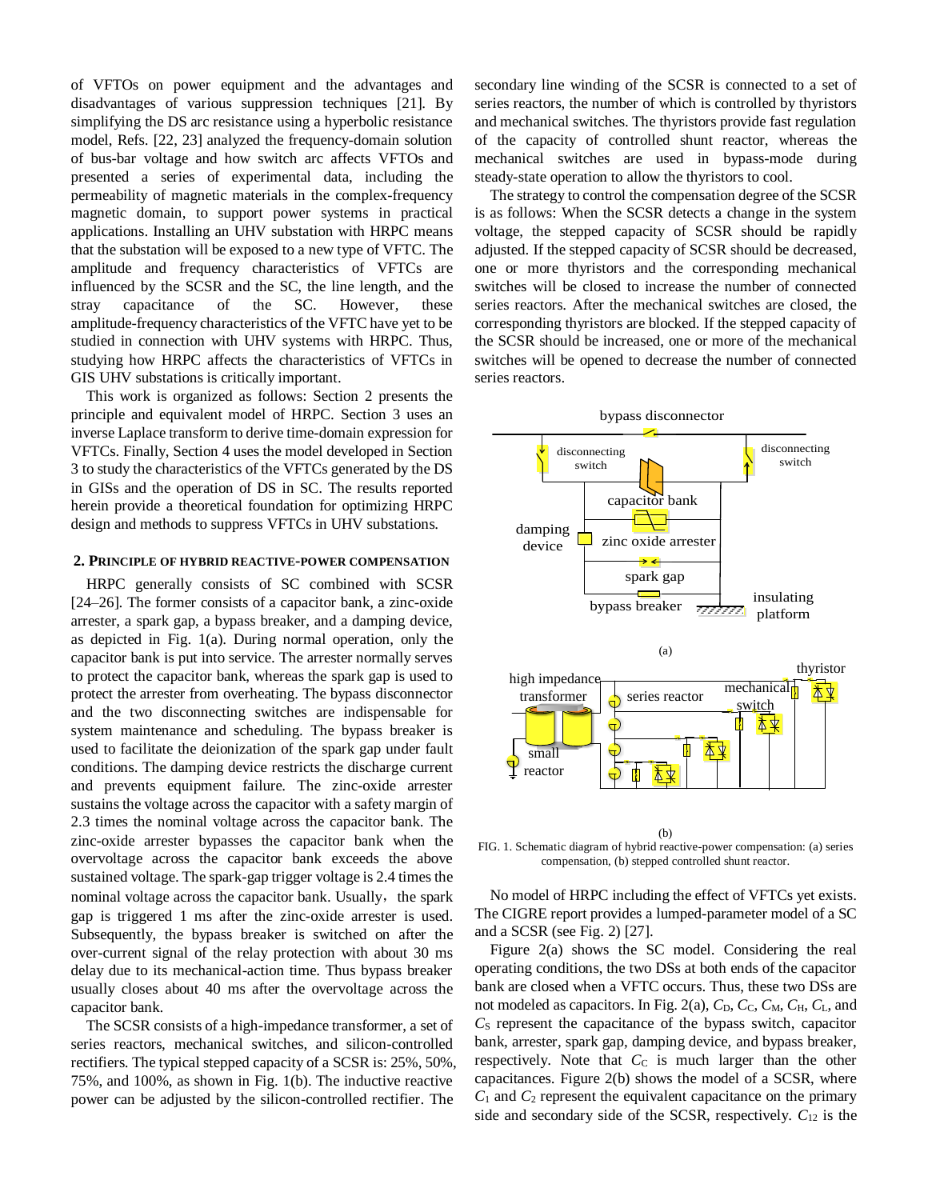of VFTOs on power equipment and the advantages and disadvantages of various suppression techniques [21]. By simplifying the DS arc resistance using a hyperbolic resistance model, Refs. [22, 23] analyzed the frequency-domain solution of bus-bar voltage and how switch arc affects VFTOs and presented a series of experimental data, including the permeability of magnetic materials in the complex-frequency magnetic domain, to support power systems in practical applications. Installing an UHV substation with HRPC means that the substation will be exposed to a new type of VFTC. The amplitude and frequency characteristics of VFTCs are influenced by the SCSR and the SC, the line length, and the stray capacitance of the SC. However, these amplitude-frequency characteristics of the VFTC have yet to be studied in connection with UHV systems with HRPC. Thus, studying how HRPC affects the characteristics of VFTCs in GIS UHV substations is critically important.

This work is organized as follows: Section 2 presents the principle and equivalent model of HRPC. Section 3 uses an inverse Laplace transform to derive time-domain expression for VFTCs. Finally, Section 4 uses the model developed in Section 3 to study the characteristics of the VFTCs generated by the DS in GISs and the operation of DS in SC. The results reported herein provide a theoretical foundation for optimizing HRPC design and methods to suppress VFTCs in UHV substations.

## 2. Principle of hybrid reactive-power compensation

HRPC generally consists of SC combined with SCSR [24–26]. The former consists of a capacitor bank, a zinc-oxide arrester, a spark gap, a bypass breaker, and a damping device, as depicted in Fig. 1(a). During normal operation, only the capacitor bank is put into service. The arrester normally serves to protect the capacitor bank, whereas the spark gap is used to protect the arrester from overheating. The bypass disconnector and the two disconnecting switches are indispensable for system maintenance and scheduling. The bypass breaker is used to facilitate the deionization of the spark gap under fault conditions. The damping device restricts the discharge current and prevents equipment failure. The zinc-oxide arrester sustains the voltage across the capacitor with a safety margin of 2.3 times the nominal voltage across the capacitor bank. The zinc-oxide arrester bypasses the capacitor bank when the overvoltage across the capacitor bank exceeds the above sustained voltage. The spark-gap trigger voltage is 2.4 times the nominal voltage across the capacitor bank. Usually，the spark gap is triggered 1 ms after the zinc-oxide arrester is used. Subsequently, the bypass breaker is switched on after the over-current signal of the relay protection with about 30 ms delay due to its mechanical-action time. Thus bypass breaker usually closes about 40 ms after the overvoltage across the capacitor bank.

The SCSR consists of a high-impedance transformer, a set of series reactors, mechanical switches, and silicon-controlled rectifiers. The typical stepped capacity of a SCSR is: 25%, 50%, 75%, and 100%, as shown in Fig. 1(b). The inductive reactive power can be adjusted by the silicon-controlled rectifier. The secondary line winding of the SCSR is connected to a set of series reactors, the number of which is controlled by thyristors and mechanical switches. The thyristors provide fast regulation of the capacity of controlled shunt reactor, whereas the mechanical switches are used in bypass-mode during steady-state operation to allow the thyristors to cool.

The strategy to control the compensation degree of the SCSR is as follows: When the SCSR detects a change in the system voltage, the stepped capacity of SCSR should be rapidly adjusted. If the stepped capacity of SCSR should be decreased, one or more thyristors and the corresponding mechanical switches will be closed to increase the number of connected series reactors. After the mechanical switches are closed, the corresponding thyristors are blocked. If the stepped capacity of the SCSR should be increased, one or more of the mechanical switches will be opened to decrease the number of connected series reactors.

(a)

(b)

FIG. 1. Schematic diagram of hybrid reactive-power compensation: (a) series compensation, (b) stepped controlled shunt reactor.

No model of HRPC including the effect of VFTCs yet exists. The CIGRE report provides a lumped-parameter model of a SC and a SCSR (see Fig. 2) [27].

Figure 2(a) shows the SC model. Considering the real operating conditions, the two DSs at both ends of the capacitor bank are closed when a VFTC occurs. Thus, these two DSs are not modeled as capacitors. In Fig. 2(a), $C_D$, $C_C$, $C_M$, $C_H$, $C_L$, and $C_S$ represent the capacitance of the bypass switch, capacitor bank, arrester, spark gap, damping device, and bypass breaker, respectively. Note that $C_C$ is much larger than the other capacitances. Figure 2(b) shows the model of a SCSR, where $C_1$ and $C_2$ represent the equivalent capacitance on the primary side and secondary side of the SCSR, respectively. $C_{12}$ is the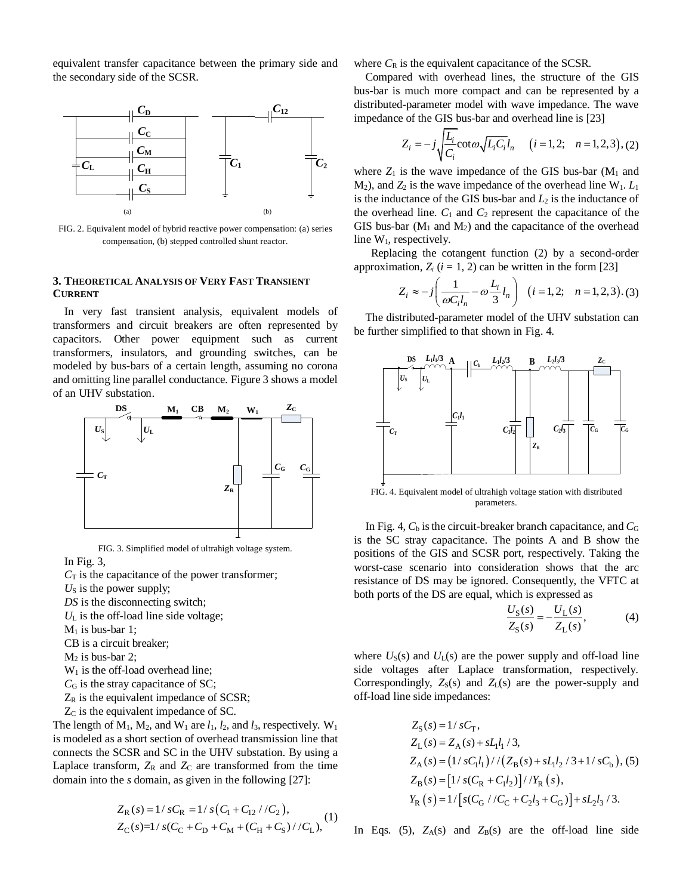equivalent transfer capacitance between the primary side and the secondary side of the SCSR.

FIG. 2. Equivalent model of hybrid reactive power compensation: (a) series compensation, (b) stepped controlled shunt reactor.

## 3. Theoretical Analysis of Very Fast Transient Current

In very fast transient analysis, equivalent models of transformers and circuit breakers are often represented by capacitors. Other power equipment such as current transformers, insulators, and grounding switches, can be modeled by bus-bars of a certain length, assuming no corona and omitting line parallel conductance. Figure 3 shows a model of an UHV substation.

FIG. 3. Simplified model of ultrahigh voltage system.

In Fig. 3,

$C_T$ is the capacitance of the power transformer;
$U_S$ is the power supply;
*DS* is the disconnecting switch;
$U_L$ is the off-load line side voltage;
$M_1$ is bus-bar 1;
CB is a circuit breaker;
$M_2$ is bus-bar 2;
$W_1$ is the off-load overhead line;
$C_G$ is the stray capacitance of SC;
$Z_R$ is the equivalent impedance of SCSR;
$Z_C$ is the equivalent impedance of SC.

The length of $M_1$, $M_2$, and $W_1$ are $l_1$, $l_2$, and $l_3$, respectively. $W_1$ is modeled as a short section of overhead transmission line that connects the SCSR and SC in the UHV substation. By using a Laplace transform, $Z_R$ and $Z_C$ are transformed from the time domain into the *s* domain, as given in the following [27]:

$$Z_R(s) = 1/sC_R = 1/s\left(C_1 + C_{12}//C_2\right),$$
$$Z_C(s) = 1/s(C_C + C_D + C_M + (C_H + C_S)//C_L), \tag{1}$$

where $C_R$ is the equivalent capacitance of the SCSR.

Compared with overhead lines, the structure of the GIS bus-bar is much more compact and can be represented by a distributed-parameter model with wave impedance. The wave impedance of the GIS bus-bar and overhead line is [23]

$$Z_i = -j\sqrt{\frac{L_i}{C_i}}\cot\omega\sqrt{L_iC_i}\,l_n \quad (i = 1,2; \quad n = 1,2,3), \tag{2}$$

where $Z_1$ is the wave impedance of the GIS bus-bar ($M_1$ and $M_2$), and $Z_2$ is the wave impedance of the overhead line $W_1$. $L_1$ is the inductance of the GIS bus-bar and $L_2$ is the inductance of the overhead line. $C_1$ and $C_2$ represent the capacitance of the GIS bus-bar ($M_1$ and $M_2$) and the capacitance of the overhead line $W_1$, respectively.

Replacing the cotangent function (2) by a second-order approximation, $Z_i$ ($i$ = 1, 2) can be written in the form [23]

$$Z_i \approx -j\left(\frac{1}{\omega C_i l_n} - \omega\frac{L_i}{3}l_n\right) \quad (i = 1,2; \quad n = 1,2,3). \tag{3}$$

The distributed-parameter model of the UHV substation can be further simplified to that shown in Fig. 4.

FIG. 4. Equivalent model of ultrahigh voltage station with distributed parameters.

In Fig. 4, $C_b$ is the circuit-breaker branch capacitance, and $C_G$ is the SC stray capacitance. The points A and B show the positions of the GIS and SCSR port, respectively. Taking the worst-case scenario into consideration shows that the arc resistance of DS may be ignored. Consequently, the VFTC at both ports of the DS are equal, which is expressed as

$$\frac{U_S(s)}{Z_S(s)} = -\frac{U_L(s)}{Z_L(s)}, \tag{4}$$

where $U_S(s)$ and $U_L(s)$ are the power supply and off-load line side voltages after Laplace transformation, respectively. Correspondingly, $Z_S(s)$ and $Z_L(s)$ are the power-supply and off-load line side impedances:

$$Z_S(s) = 1/sC_T,$$
$$Z_L(s) = Z_A(s) + sL_1l_1/3,$$
$$Z_A(s) = \left(1/sC_1l_1\right)//\left(Z_B(s) + sL_1l_2/3 + 1/sC_b\right), \tag{5}$$
$$Z_B(s) = \left[1/s(C_R + C_1l_2)\right]//Y_R(s),$$
$$Y_R(s) = 1/\left[s(C_G//C_C + C_2l_3 + C_G)\right] + sL_2l_3/3.$$

In Eqs. (5), $Z_A(s)$ and $Z_B(s)$ are the off-load line side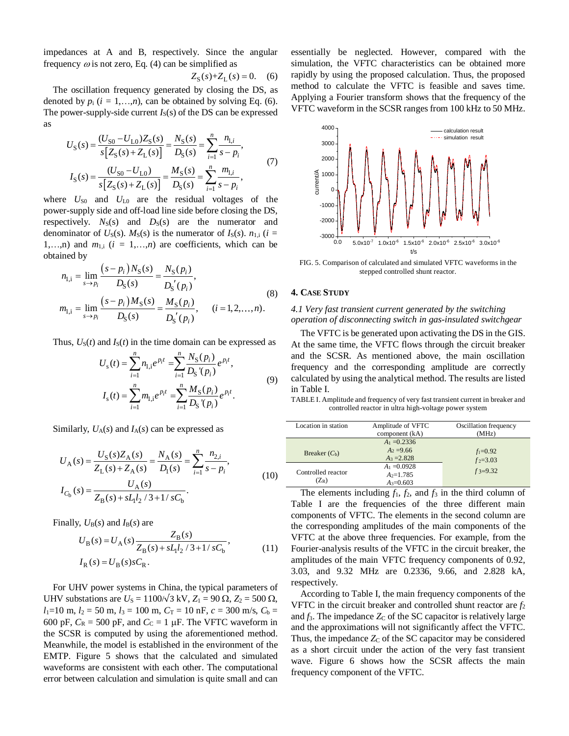impedances at A and B, respectively. Since the angular frequency $\omega$ is not zero, Eq. (4) can be simplified as

$$Z_{\mathrm{S}}(s)+Z_{\mathrm{L}}(s)=0. \quad (6)$$

The oscillation frequency generated by closing the DS, as denoted by $p_i$ ($i$ = 1,…,$n$), can be obtained by solving Eq. (6). The power-supply-side current $I_{\mathrm{S}}(s)$ of the DS can be expressed as

$$\begin{aligned} U_{\mathrm{S}}(s) &= \frac{(U_{\mathrm{S0}}-U_{\mathrm{L0}})Z_{\mathrm{S}}(s)}{s\left[Z_{\mathrm{S}}(s)+Z_{\mathrm{L}}(s)\right]} = \frac{N_{\mathrm{S}}(s)}{D_{\mathrm{S}}(s)} = \sum_{i=1}^{n}\frac{n_{1,i}}{s-p_i}, \\ I_{\mathrm{S}}(s) &= \frac{(U_{\mathrm{S0}}-U_{\mathrm{L0}})}{s\left[Z_{\mathrm{S}}(s)+Z_{\mathrm{L}}(s)\right]} = \frac{M_{\mathrm{S}}(s)}{D_{\mathrm{S}}(s)} = \sum_{i=1}^{n}\frac{m_{1,i}}{s-p_i}, \end{aligned} \quad (7)$$

where $U_{\mathrm{S0}}$ and $U_{\mathrm{L0}}$ are the residual voltages of the power-supply side and off-load line side before closing the DS, respectively. $N_{\mathrm{S}}(s)$ and $D_{\mathrm{S}}(s)$ are the numerator and denominator of $U_{\mathrm{S}}(s)$. $M_{\mathrm{S}}(s)$ is the numerator of $I_{\mathrm{S}}(s)$. $n_{1,i}$ ($i$ = 1,…,n) and $m_{1,i}$ ($i$ = 1,…,$n$) are coefficients, which can be obtained by

$$\begin{aligned} n_{1,\mathrm{i}} &= \lim_{s\to p_i}\frac{(s-p_i)N_{\mathrm{S}}(s)}{D_{\mathrm{S}}(s)} = \frac{N_{\mathrm{S}}(p_i)}{D_{\mathrm{S}}{}'(p_i)}, \\ m_{1,\mathrm{i}} &= \lim_{s\to p_i}\frac{(s-p_i)M_{\mathrm{S}}(s)}{D_{\mathrm{S}}(s)} = \frac{M_{\mathrm{S}}(p_i)}{D_{\mathrm{S}}{}'(p_i)}, \quad (i=1,2,\ldots,n). \end{aligned} \quad (8)$$

Thus, $U_{\mathrm{S}}(t)$ and $I_{\mathrm{S}}(t)$ in the time domain can be expressed as

$$\begin{aligned} U_{\mathrm{s}}(t) &= \sum_{i=1}^{n} n_{1,i}e^{p_i t} = \sum_{i=1}^{n}\frac{N_{\mathrm{S}}(p_i)}{D_{\mathrm{S}}{}'(p_i)}e^{p_i t}, \\ I_{\mathrm{s}}(t) &= \sum_{i=1}^{n} m_{1,i}e^{p_i t} = \sum_{i=1}^{n}\frac{M_{\mathrm{S}}(p_i)}{D_{\mathrm{S}}{}'(p_i)}e^{p_i t}. \end{aligned} \quad (9)$$

Similarly, $U_{\mathrm{A}}(s)$ and $I_{\mathrm{A}}(s)$ can be expressed as

$$\begin{aligned} U_{\mathrm{A}}(s) &= \frac{U_{\mathrm{S}}(s)Z_{\mathrm{A}}(s)}{Z_{\mathrm{L}}(s)+Z_{\mathrm{A}}(s)} = \frac{N_{\mathrm{A}}(s)}{D_{\mathrm{I}}(s)} = \sum_{i=1}^{n}\frac{n_{2,i}}{s-p_i}, \\ I_{C_{\mathrm{b}}}(s) &= \frac{U_{\mathrm{A}}(s)}{Z_{\mathrm{B}}(s)+sL_1l_2/3+1/sC_{\mathrm{b}}}. \end{aligned} \quad (10)$$

Finally, $U_{\mathrm{B}}(s)$ and $I_{\mathrm{B}}(s)$ are

$$\begin{aligned} U_{\mathrm{B}}(s) &= U_{\mathrm{A}}(s)\frac{Z_{\mathrm{B}}(s)}{Z_{\mathrm{B}}(s)+sL_1l_2/3+1/sC_{\mathrm{b}}}, \\ I_{\mathrm{R}}(s) &= U_{\mathrm{B}}(s)sC_{\mathrm{R}}. \end{aligned} \quad (11)$$

For UHV power systems in China, the typical parameters of UHV substations are $U_{\mathrm{S}}$ = 1100/√3 kV, $Z_1$ = 90 Ω, $Z_2$ = 500 Ω, $l_1$=10 m, $l_2$ = 50 m, $l_3$ = 100 m, $C_{\mathrm{T}}$ = 10 nF, $c$ = 300 m/s, $C_{\mathrm{b}}$ = 600 pF, $C_{\mathrm{R}}$ = 500 pF, and $C_{\mathrm{C}}$ = 1 μF. The VFTC waveform in the SCSR is computed by using the aforementioned method. Meanwhile, the model is established in the environment of the EMTP. Figure 5 shows that the calculated and simulated waveforms are consistent with each other. The computational error between calculation and simulation is quite small and can essentially be neglected. However, compared with the simulation, the VFTC characteristics can be obtained more rapidly by using the proposed calculation. Thus, the proposed method to calculate the VFTC is feasible and saves time. Applying a Fourier transform shows that the frequency of the VFTC waveform in the SCSR ranges from 100 kHz to 50 MHz.

FIG. 5. Comparison of calculated and simulated VFTC waveforms in the stepped controlled shunt reactor.

## 4. Case Study

### *4.1 Very fast transient current generated by the switching operation of disconnecting switch in gas-insulated switchgear*

The VFTC is be generated upon activating the DS in the GIS. At the same time, the VFTC flows through the circuit breaker and the SCSR. As mentioned above, the main oscillation frequency and the corresponding amplitude are correctly calculated by using the analytical method. The results are listed in Table I.

TABLE I. Amplitude and frequency of very fast transient current in breaker and controlled reactor in ultra high-voltage power system

| Location in station | Amplitude of VFTC component (kA) | Oscillation frequency (MHz) |
|---|---|---|
| Breaker ($C_{\mathrm{b}}$) | $A_1$ =0.2336<br>$A_2$ =9.66<br>$A_3$ =2.828 | $f_1$=0.92<br>$f_2$=3.03<br>$f_3$=9.32 |
| Controlled reactor ($Z_{\mathrm{R}}$) | $A_1$ =0.0928<br>$A_2$=1.785<br>$A_3$=0.603 | |

The elements including $f_1$, $f_2$, and $f_3$ in the third column of Table I are the frequencies of the three different main components of VFTC. The elements in the second column are the corresponding amplitudes of the main components of the VFTC at the above three frequencies. For example, from the Fourier-analysis results of the VFTC in the circuit breaker, the amplitudes of the main VFTC frequency components of 0.92, 3.03, and 9.32 MHz are 0.2336, 9.66, and 2.828 kA, respectively.

According to Table I, the main frequency components of the VFTC in the circuit breaker and controlled shunt reactor are $f_2$ and $f_3$. The impedance $Z_{\mathrm{C}}$ of the SC capacitor is relatively large and the approximations will not significantly affect the VFTC. Thus, the impedance $Z_{\mathrm{C}}$ of the SC capacitor may be considered as a short circuit under the action of the very fast transient wave. Figure 6 shows how the SCSR affects the main frequency component of the VFTC.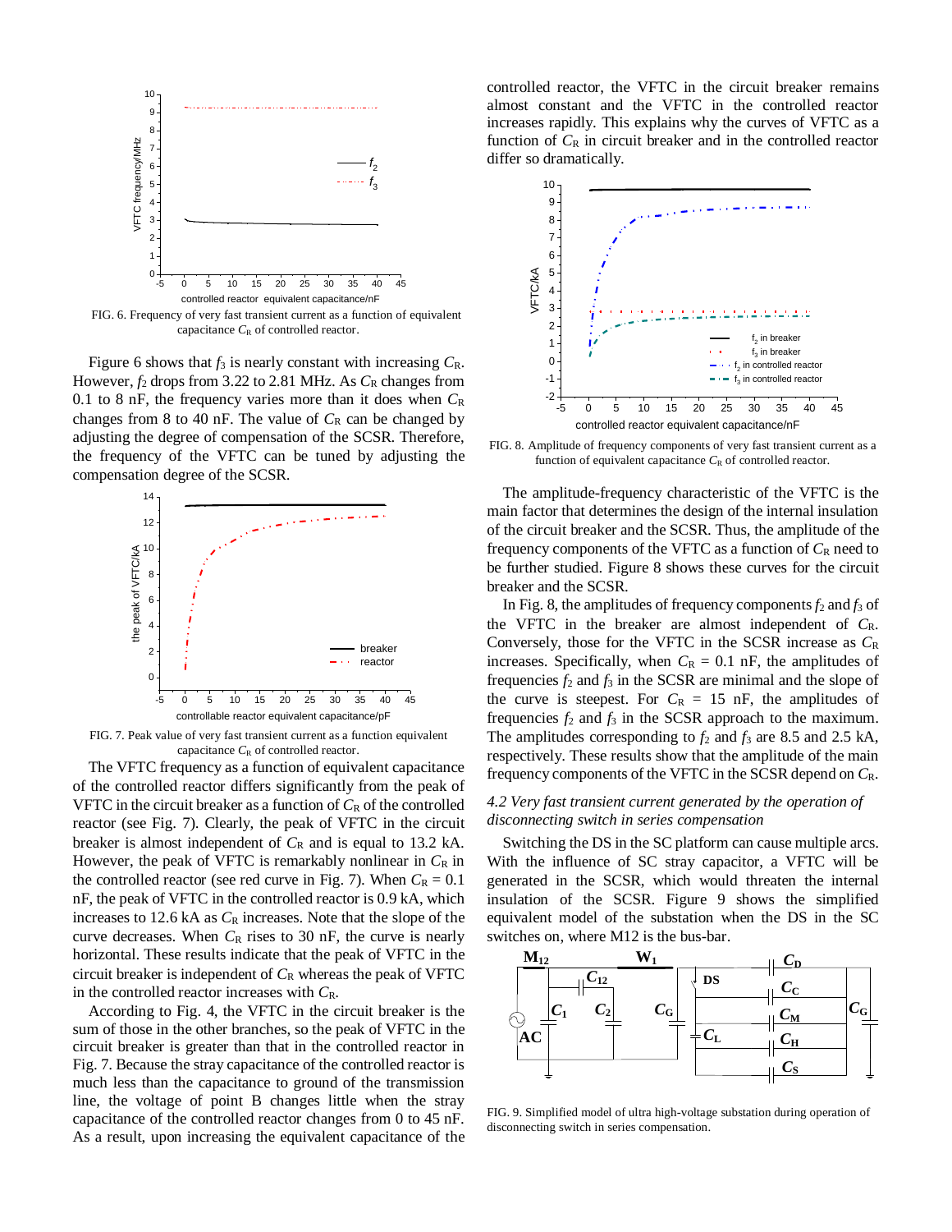FIG. 6. Frequency of very fast transient current as a function of equivalent capacitance $C_R$ of controlled reactor.

Figure 6 shows that $f_3$ is nearly constant with increasing $C_R$. However, $f_2$ drops from 3.22 to 2.81 MHz. As $C_R$ changes from 0.1 to 8 nF, the frequency varies more than it does when $C_R$ changes from 8 to 40 nF. The value of $C_R$ can be changed by adjusting the degree of compensation of the SCSR. Therefore, the frequency of the VFTC can be tuned by adjusting the compensation degree of the SCSR.

FIG. 7. Peak value of very fast transient current as a function equivalent capacitance $C_R$ of controlled reactor.

The VFTC frequency as a function of equivalent capacitance of the controlled reactor differs significantly from the peak of VFTC in the circuit breaker as a function of $C_R$ of the controlled reactor (see Fig. 7). Clearly, the peak of VFTC in the circuit breaker is almost independent of $C_R$ and is equal to 13.2 kA. However, the peak of VFTC is remarkably nonlinear in $C_R$ in the controlled reactor (see red curve in Fig. 7). When $C_R = 0.1$ nF, the peak of VFTC in the controlled reactor is 0.9 kA, which increases to 12.6 kA as $C_R$ increases. Note that the slope of the curve decreases. When $C_R$ rises to 30 nF, the curve is nearly horizontal. These results indicate that the peak of VFTC in the circuit breaker is independent of $C_R$ whereas the peak of VFTC in the controlled reactor increases with $C_R$.

According to Fig. 4, the VFTC in the circuit breaker is the sum of those in the other branches, so the peak of VFTC in the circuit breaker is greater than that in the controlled reactor in Fig. 7. Because the stray capacitance of the controlled reactor is much less than the capacitance to ground of the transmission line, the voltage of point B changes little when the stray capacitance of the controlled reactor changes from 0 to 45 nF. As a result, upon increasing the equivalent capacitance of the controlled reactor, the VFTC in the circuit breaker remains almost constant and the VFTC in the controlled reactor increases rapidly. This explains why the curves of VFTC as a function of $C_R$ in circuit breaker and in the controlled reactor differ so dramatically.

FIG. 8. Amplitude of frequency components of very fast transient current as a function of equivalent capacitance $C_R$ of controlled reactor.

The amplitude-frequency characteristic of the VFTC is the main factor that determines the design of the internal insulation of the circuit breaker and the SCSR. Thus, the amplitude of the frequency components of the VFTC as a function of $C_R$ need to be further studied. Figure 8 shows these curves for the circuit breaker and the SCSR.

In Fig. 8, the amplitudes of frequency components $f_2$ and $f_3$ of the VFTC in the breaker are almost independent of $C_R$. Conversely, those for the VFTC in the SCSR increase as $C_R$ increases. Specifically, when $C_R = 0.1$ nF, the amplitudes of frequencies $f_2$ and $f_3$ in the SCSR are minimal and the slope of the curve is steepest. For $C_R = 15$ nF, the amplitudes of frequencies $f_2$ and $f_3$ in the SCSR approach to the maximum. The amplitudes corresponding to $f_2$ and $f_3$ are 8.5 and 2.5 kA, respectively. These results show that the amplitude of the main frequency components of the VFTC in the SCSR depend on $C_R$.

### *4.2 Very fast transient current generated by the operation of disconnecting switch in series compensation*

Switching the DS in the SC platform can cause multiple arcs. With the influence of SC stray capacitor, a VFTC will be generated in the SCSR, which would threaten the internal insulation of the SCSR. Figure 9 shows the simplified equivalent model of the substation when the DS in the SC switches on, where M12 is the bus-bar.

FIG. 9. Simplified model of ultra high-voltage substation during operation of disconnecting switch in series compensation.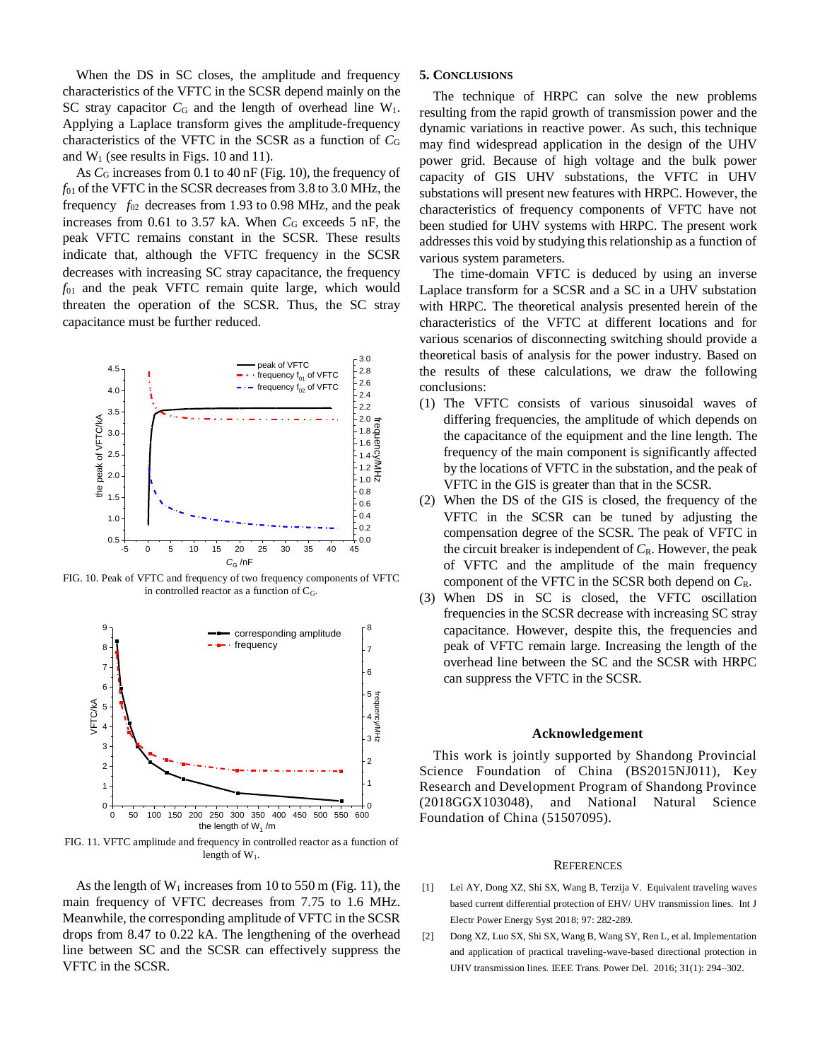When the DS in SC closes, the amplitude and frequency characteristics of the VFTC in the SCSR depend mainly on the SC stray capacitor $C_G$ and the length of overhead line $W_1$. Applying a Laplace transform gives the amplitude-frequency characteristics of the VFTC in the SCSR as a function of $C_G$ and $W_1$ (see results in Figs. 10 and 11).

As $C_G$ increases from 0.1 to 40 nF (Fig. 10), the frequency of $f_{01}$ of the VFTC in the SCSR decreases from 3.8 to 3.0 MHz, the frequency $f_{02}$ decreases from 1.93 to 0.98 MHz, and the peak increases from 0.61 to 3.57 kA. When $C_G$ exceeds 5 nF, the peak VFTC remains constant in the SCSR. These results indicate that, although the VFTC frequency in the SCSR decreases with increasing SC stray capacitance, the frequency $f_{01}$ and the peak VFTC remain quite large, which would threaten the operation of the SCSR. Thus, the SC stray capacitance must be further reduced.

FIG. 10. Peak of VFTC and frequency of two frequency components of VFTC in controlled reactor as a function of $C_G$.

FIG. 11. VFTC amplitude and frequency in controlled reactor as a function of length of $W_1$.

As the length of $W_1$ increases from 10 to 550 m (Fig. 11), the main frequency of VFTC decreases from 7.75 to 1.6 MHz. Meanwhile, the corresponding amplitude of VFTC in the SCSR drops from 8.47 to 0.22 kA. The lengthening of the overhead line between SC and the SCSR can effectively suppress the VFTC in the SCSR.

## 5. Conclusions

The technique of HRPC can solve the new problems resulting from the rapid growth of transmission power and the dynamic variations in reactive power. As such, this technique may find widespread application in the design of the UHV power grid. Because of high voltage and the bulk power capacity of GIS UHV substations, the VFTC in UHV substations will present new features with HRPC. However, the characteristics of frequency components of VFTC have not been studied for UHV systems with HRPC. The present work addresses this void by studying this relationship as a function of various system parameters.

The time-domain VFTC is deduced by using an inverse Laplace transform for a SCSR and a SC in a UHV substation with HRPC. The theoretical analysis presented herein of the characteristics of the VFTC at different locations and for various scenarios of disconnecting switching should provide a theoretical basis of analysis for the power industry. Based on the results of these calculations, we draw the following conclusions:

1. The VFTC consists of various sinusoidal waves of differing frequencies, the amplitude of which depends on the capacitance of the equipment and the line length. The frequency of the main component is significantly affected by the locations of VFTC in the substation, and the peak of VFTC in the GIS is greater than that in the SCSR.
2. When the DS of the GIS is closed, the frequency of the VFTC in the SCSR can be tuned by adjusting the compensation degree of the SCSR. The peak of VFTC in the circuit breaker is independent of $C_R$. However, the peak of VFTC and the amplitude of the main frequency component of the VFTC in the SCSR both depend on $C_R$.
3. When DS in SC is closed, the VFTC oscillation frequencies in the SCSR decrease with increasing SC stray capacitance. However, despite this, the frequencies and peak of VFTC remain large. Increasing the length of the overhead line between the SC and the SCSR with HRPC can suppress the VFTC in the SCSR.

### Acknowledgement

This work is jointly supported by Shandong Provincial Science Foundation of China (BS2015NJ011), Key Research and Development Program of Shandong Province (2018GGX103048), and National Natural Science Foundation of China (51507095).

## References

[1] Lei AY, Dong XZ, Shi SX, Wang B, Terzija V. Equivalent traveling waves based current differential protection of EHV/ UHV transmission lines. Int J Electr Power Energy Syst 2018; 97: 282-289.

[2] Dong XZ, Luo SX, Shi SX, Wang B, Wang SY, Ren L, et al. Implementation and application of practical traveling-wave-based directional protection in UHV transmission lines. IEEE Trans. Power Del. 2016; 31(1): 294–302.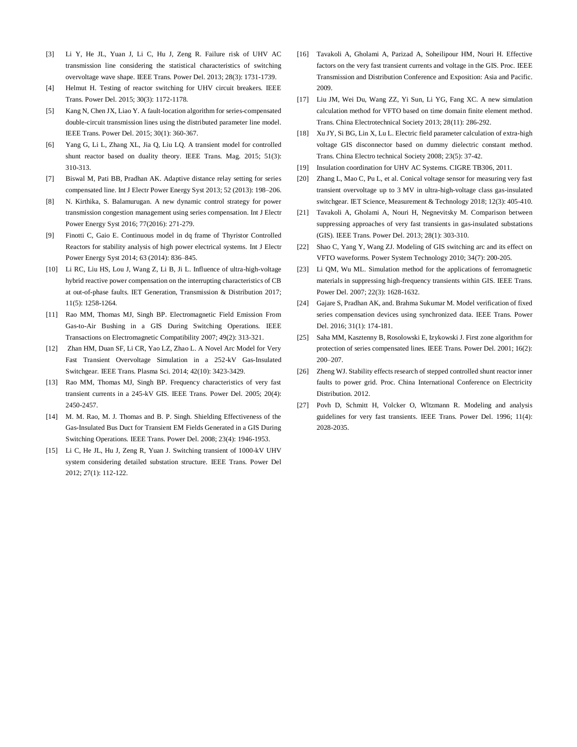[3] Li Y, He JL, Yuan J, Li C, Hu J, Zeng R. Failure risk of UHV AC transmission line considering the statistical characteristics of switching overvoltage wave shape. IEEE Trans. Power Del. 2013; 28(3): 1731-1739.

[4] Helmut H. Testing of reactor switching for UHV circuit breakers. IEEE Trans. Power Del. 2015; 30(3): 1172-1178.

[5] Kang N, Chen JX, Liao Y. A fault-location algorithm for series-compensated double-circuit transmission lines using the distributed parameter line model. IEEE Trans. Power Del. 2015; 30(1): 360-367.

[6] Yang G, Li L, Zhang XL, Jia Q, Liu LQ. A transient model for controlled shunt reactor based on duality theory. IEEE Trans. Mag. 2015; 51(3): 310-313.

[7] Biswal M, Pati BB, Pradhan AK. Adaptive distance relay setting for series compensated line. Int J Electr Power Energy Syst 2013; 52 (2013): 198–206.

[8] N. Kirthika, S. Balamurugan. A new dynamic control strategy for power transmission congestion management using series compensation. Int J Electr Power Energy Syst 2016; 77(2016): 271-279.

[9] Finotti C, Gaio E. Continuous model in dq frame of Thyristor Controlled Reactors for stability analysis of high power electrical systems. Int J Electr Power Energy Syst 2014; 63 (2014): 836–845.

[10] Li RC, Liu HS, Lou J, Wang Z, Li B, Ji L. Influence of ultra-high-voltage hybrid reactive power compensation on the interrupting characteristics of CB at out-of-phase faults. IET Generation, Transmission & Distribution 2017; 11(5): 1258-1264.

[11] Rao MM, Thomas MJ, Singh BP. Electromagnetic Field Emission From Gas-to-Air Bushing in a GIS During Switching Operations. IEEE Transactions on Electromagnetic Compatibility 2007; 49(2): 313-321.

[12] Zhan HM, Duan SF, Li CR, Yao LZ, Zhao L. A Novel Arc Model for Very Fast Transient Overvoltage Simulation in a 252-kV Gas-Insulated Switchgear. IEEE Trans. Plasma Sci. 2014; 42(10): 3423-3429.

[13] Rao MM, Thomas MJ, Singh BP. Frequency characteristics of very fast transient currents in a 245-kV GIS. IEEE Trans. Power Del. 2005; 20(4): 2450-2457.

[14] M. M. Rao, M. J. Thomas and B. P. Singh. Shielding Effectiveness of the Gas-Insulated Bus Duct for Transient EM Fields Generated in a GIS During Switching Operations. IEEE Trans. Power Del. 2008; 23(4): 1946-1953.

[15] Li C, He JL, Hu J, Zeng R, Yuan J. Switching transient of 1000-kV UHV system considering detailed substation structure. IEEE Trans. Power Del 2012; 27(1): 112-122.

[16] Tavakoli A, Gholami A, Parizad A, Soheilipour HM, Nouri H. Effective factors on the very fast transient currents and voltage in the GIS. Proc. IEEE Transmission and Distribution Conference and Exposition: Asia and Pacific. 2009.

[17] Liu JM, Wei Du, Wang ZZ, Yi Sun, Li YG, Fang XC. A new simulation calculation method for VFTO based on time domain finite element method. Trans. China Electrotechnical Society 2013; 28(11): 286-292.

[18] Xu JY, Si BG, Lin X, Lu L. Electric field parameter calculation of extra-high voltage GIS disconnector based on dummy dielectric constant method. Trans. China Electro technical Society 2008; 23(5): 37-42.

[19] Insulation coordination for UHV AC Systems. CIGRE TB306, 2011.

[20] Zhang L, Mao C, Pu L, et al. Conical voltage sensor for measuring very fast transient overvoltage up to 3 MV in ultra-high-voltage class gas-insulated switchgear. IET Science, Measurement & Technology 2018; 12(3): 405-410.

[21] Tavakoli A, Gholami A, Nouri H, Negnevitsky M. Comparison between suppressing approaches of very fast transients in gas-insulated substations (GIS). IEEE Trans. Power Del. 2013; 28(1): 303-310.

[22] Shao C, Yang Y, Wang ZJ. Modeling of GIS switching arc and its effect on VFTO waveforms. Power System Technology 2010; 34(7): 200-205.

[23] Li QM, Wu ML. Simulation method for the applications of ferromagnetic materials in suppressing high-frequency transients within GIS. IEEE Trans. Power Del. 2007; 22(3): 1628-1632.

[24] Gajare S, Pradhan AK, and. Brahma Sukumar M. Model verification of fixed series compensation devices using synchronized data. IEEE Trans. Power Del. 2016; 31(1): 174-181.

[25] Saha MM, Kasztenny B, Rosolowski E, Izykowski J. First zone algorithm for protection of series compensated lines. IEEE Trans. Power Del. 2001; 16(2): 200–207.

[26] Zheng WJ. Stability effects research of stepped controlled shunt reactor inner faults to power grid. Proc. China International Conference on Electricity Distribution. 2012.

[27] Povh D, Schmitt H, Volcker O, Wltzmann R. Modeling and analysis guidelines for very fast transients. IEEE Trans. Power Del. 1996; 11(4): 2028-2035.